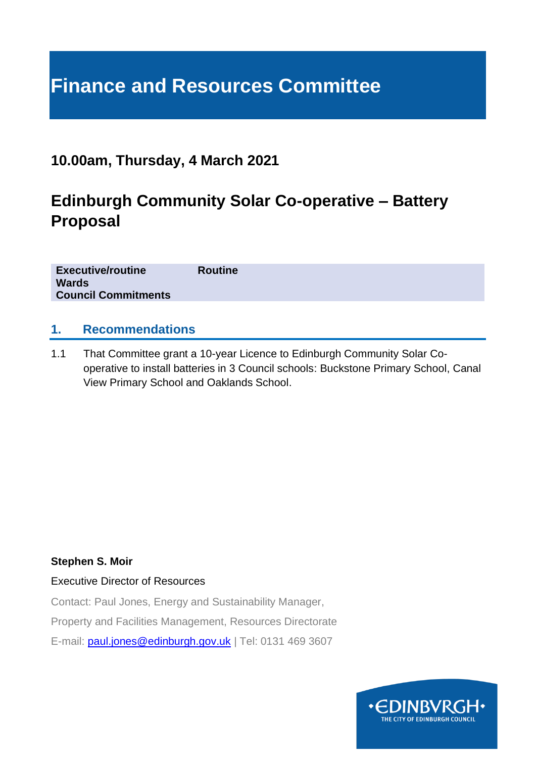# Finance and Resources Committee

## 10.00am, Thursday, 4 March 2021

## Edinburgh Community Solar Co-operative – Battery Proposal

| | |
|---|---|
| **Executive/routine** | **Routine** |
| **Wards** | |
| **Council Commitments** | |

## 1. Recommendations

1.1 That Committee grant a 10-year Licence to Edinburgh Community Solar Co-operative to install batteries in 3 Council schools: Buckstone Primary School, Canal View Primary School and Oaklands School.

**Stephen S. Moir**

Executive Director of Resources

Contact: Paul Jones, Energy and Sustainability Manager,

Property and Facilities Management, Resources Directorate

E-mail: paul.jones@edinburgh.gov.uk | Tel: 0131 469 3607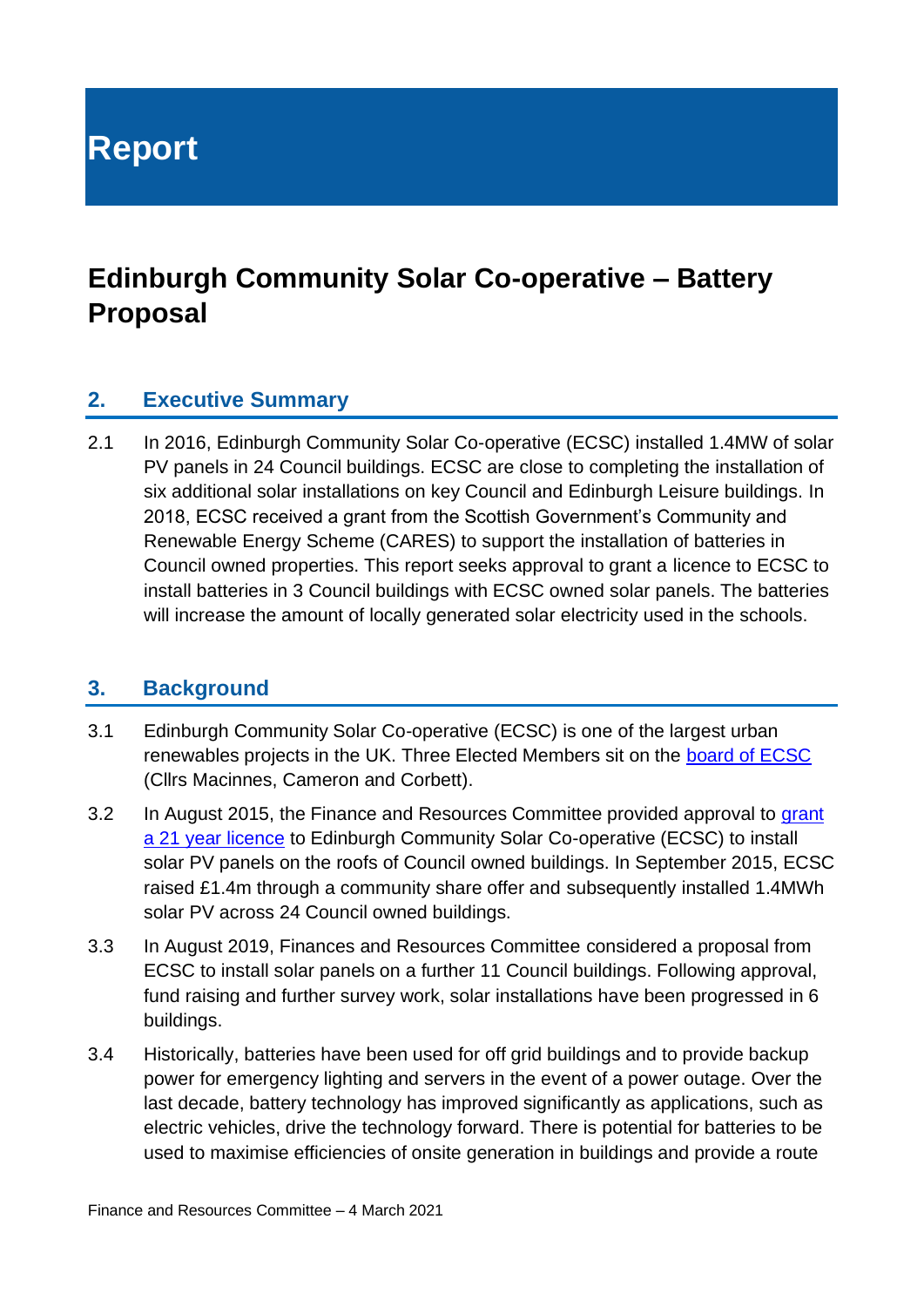# Report

## Edinburgh Community Solar Co-operative – Battery Proposal

### 2. Executive Summary

2.1 In 2016, Edinburgh Community Solar Co-operative (ECSC) installed 1.4MW of solar PV panels in 24 Council buildings. ECSC are close to completing the installation of six additional solar installations on key Council and Edinburgh Leisure buildings. In 2018, ECSC received a grant from the Scottish Government's Community and Renewable Energy Scheme (CARES) to support the installation of batteries in Council owned properties. This report seeks approval to grant a licence to ECSC to install batteries in 3 Council buildings with ECSC owned solar panels. The batteries will increase the amount of locally generated solar electricity used in the schools.

### 3. Background

3.1 Edinburgh Community Solar Co-operative (ECSC) is one of the largest urban renewables projects in the UK. Three Elected Members sit on the board of ECSC (Cllrs Macinnes, Cameron and Corbett).

3.2 In August 2015, the Finance and Resources Committee provided approval to grant a 21 year licence to Edinburgh Community Solar Co-operative (ECSC) to install solar PV panels on the roofs of Council owned buildings. In September 2015, ECSC raised £1.4m through a community share offer and subsequently installed 1.4MWh solar PV across 24 Council owned buildings.

3.3 In August 2019, Finances and Resources Committee considered a proposal from ECSC to install solar panels on a further 11 Council buildings. Following approval, fund raising and further survey work, solar installations have been progressed in 6 buildings.

3.4 Historically, batteries have been used for off grid buildings and to provide backup power for emergency lighting and servers in the event of a power outage. Over the last decade, battery technology has improved significantly as applications, such as electric vehicles, drive the technology forward. There is potential for batteries to be used to maximise efficiencies of onsite generation in buildings and provide a route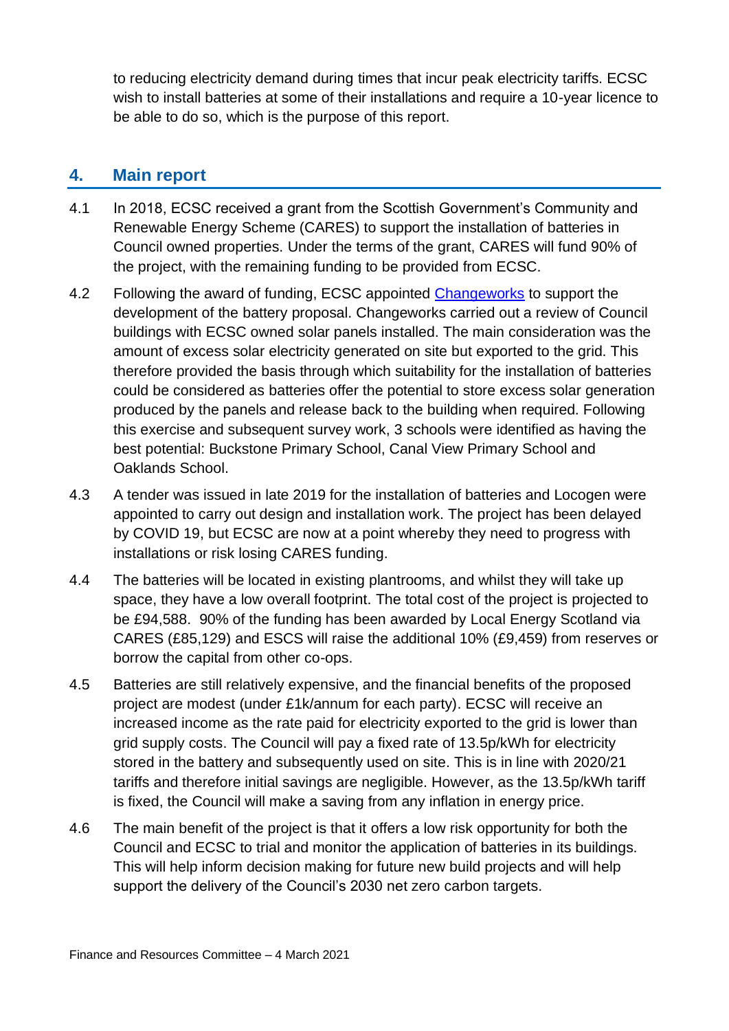to reducing electricity demand during times that incur peak electricity tariffs. ECSC wish to install batteries at some of their installations and require a 10-year licence to be able to do so, which is the purpose of this report.

## 4. Main report

4.1 In 2018, ECSC received a grant from the Scottish Government's Community and Renewable Energy Scheme (CARES) to support the installation of batteries in Council owned properties. Under the terms of the grant, CARES will fund 90% of the project, with the remaining funding to be provided from ECSC.

4.2 Following the award of funding, ECSC appointed [Changeworks](Changeworks) to support the development of the battery proposal. Changeworks carried out a review of Council buildings with ECSC owned solar panels installed. The main consideration was the amount of excess solar electricity generated on site but exported to the grid. This therefore provided the basis through which suitability for the installation of batteries could be considered as batteries offer the potential to store excess solar generation produced by the panels and release back to the building when required. Following this exercise and subsequent survey work, 3 schools were identified as having the best potential: Buckstone Primary School, Canal View Primary School and Oaklands School.

4.3 A tender was issued in late 2019 for the installation of batteries and Locogen were appointed to carry out design and installation work. The project has been delayed by COVID 19, but ECSC are now at a point whereby they need to progress with installations or risk losing CARES funding.

4.4 The batteries will be located in existing plantrooms, and whilst they will take up space, they have a low overall footprint. The total cost of the project is projected to be £94,588. 90% of the funding has been awarded by Local Energy Scotland via CARES (£85,129) and ESCS will raise the additional 10% (£9,459) from reserves or borrow the capital from other co-ops.

4.5 Batteries are still relatively expensive, and the financial benefits of the proposed project are modest (under £1k/annum for each party). ECSC will receive an increased income as the rate paid for electricity exported to the grid is lower than grid supply costs. The Council will pay a fixed rate of 13.5p/kWh for electricity stored in the battery and subsequently used on site. This is in line with 2020/21 tariffs and therefore initial savings are negligible. However, as the 13.5p/kWh tariff is fixed, the Council will make a saving from any inflation in energy price.

4.6 The main benefit of the project is that it offers a low risk opportunity for both the Council and ECSC to trial and monitor the application of batteries in its buildings. This will help inform decision making for future new build projects and will help support the delivery of the Council's 2030 net zero carbon targets.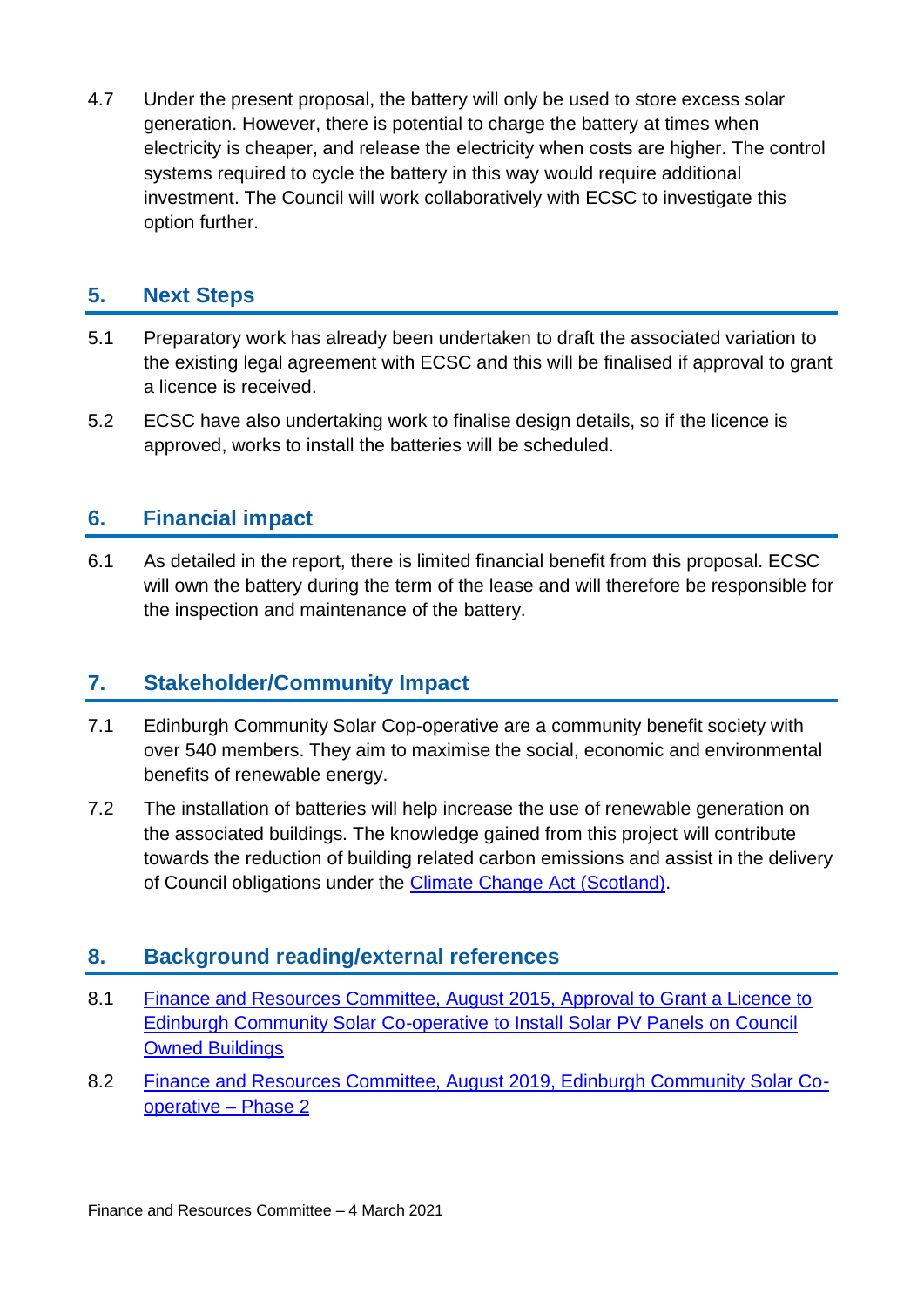4.7 Under the present proposal, the battery will only be used to store excess solar generation. However, there is potential to charge the battery at times when electricity is cheaper, and release the electricity when costs are higher. The control systems required to cycle the battery in this way would require additional investment. The Council will work collaboratively with ECSC to investigate this option further.

## 5. Next Steps

5.1 Preparatory work has already been undertaken to draft the associated variation to the existing legal agreement with ECSC and this will be finalised if approval to grant a licence is received.

5.2 ECSC have also undertaking work to finalise design details, so if the licence is approved, works to install the batteries will be scheduled.

## 6. Financial impact

6.1 As detailed in the report, there is limited financial benefit from this proposal. ECSC will own the battery during the term of the lease and will therefore be responsible for the inspection and maintenance of the battery.

## 7. Stakeholder/Community Impact

7.1 Edinburgh Community Solar Cop-operative are a community benefit society with over 540 members. They aim to maximise the social, economic and environmental benefits of renewable energy.

7.2 The installation of batteries will help increase the use of renewable generation on the associated buildings. The knowledge gained from this project will contribute towards the reduction of building related carbon emissions and assist in the delivery of Council obligations under the Climate Change Act (Scotland).

## 8. Background reading/external references

8.1 Finance and Resources Committee, August 2015, Approval to Grant a Licence to Edinburgh Community Solar Co-operative to Install Solar PV Panels on Council Owned Buildings

8.2 Finance and Resources Committee, August 2019, Edinburgh Community Solar Co-operative – Phase 2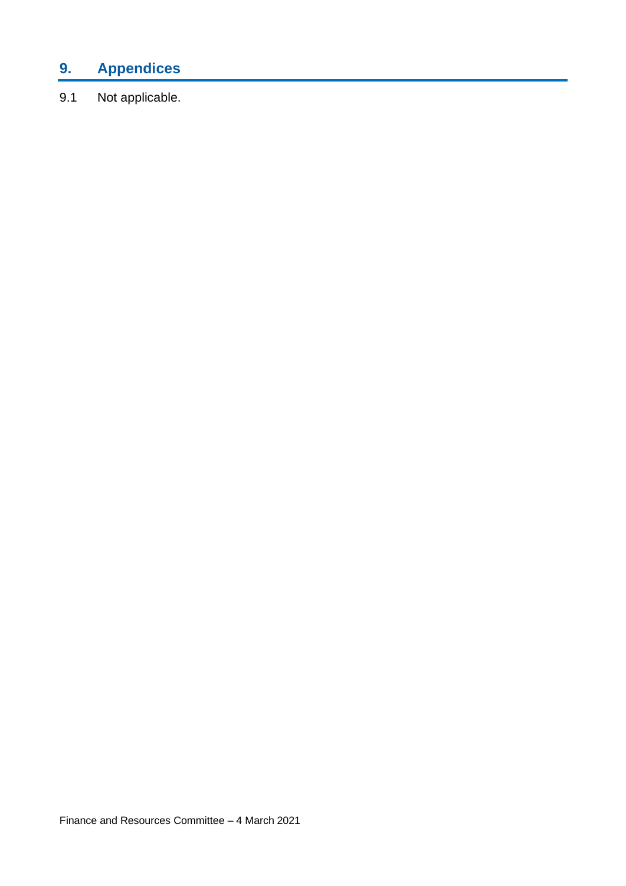## 9. Appendices

9.1 Not applicable.